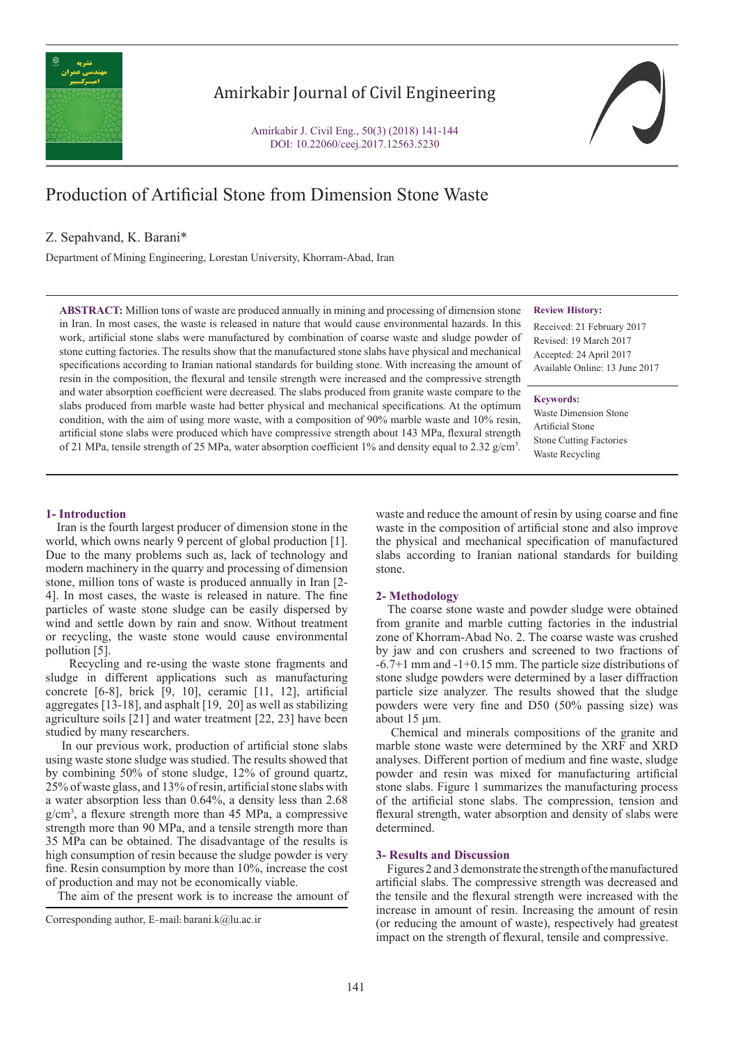# Production of Artificial Stone from Dimension Stone Waste

Z. Sepahvand, K. Barani*

Department of Mining Engineering, Lorestan University, Khorram-Abad, Iran

**ABSTRACT:** Million tons of waste are produced annually in mining and processing of dimension stone in Iran. In most cases, the waste is released in nature that would cause environmental hazards. In this work, artificial stone slabs were manufactured by combination of coarse waste and sludge powder of stone cutting factories. The results show that the manufactured stone slabs have physical and mechanical specifications according to Iranian national standards for building stone. With increasing the amount of resin in the composition, the flexural and tensile strength were increased and the compressive strength and water absorption coefficient were decreased. The slabs produced from granite waste compare to the slabs produced from marble waste had better physical and mechanical specifications. At the optimum condition, with the aim of using more waste, with a composition of 90% marble waste and 10% resin, artificial stone slabs were produced which have compressive strength about 143 MPa, flexural strength of 21 MPa, tensile strength of 25 MPa, water absorption coefficient 1% and density equal to 2.32 g/cm$^3$.

**Review History:**

Received: 21 February 2017
Revised: 19 March 2017
Accepted: 24 April 2017
Available Online: 13 June 2017

**Keywords:**

Waste Dimension Stone
Artificial Stone
Stone Cutting Factories
Waste Recycling

## 1- Introduction

Iran is the fourth largest producer of dimension stone in the world, which owns nearly 9 percent of global production [1]. Due to the many problems such as, lack of technology and modern machinery in the quarry and processing of dimension stone, million tons of waste is produced annually in Iran [2-4]. In most cases, the waste is released in nature. The fine particles of waste stone sludge can be easily dispersed by wind and settle down by rain and snow. Without treatment or recycling, the waste stone would cause environmental pollution [5].

Recycling and re-using the waste stone fragments and sludge in different applications such as manufacturing concrete [6-8], brick [9, 10], ceramic [11, 12], artificial aggregates [13-18], and asphalt [19, 20] as well as stabilizing agriculture soils [21] and water treatment [22, 23] have been studied by many researchers.

In our previous work, production of artificial stone slabs using waste stone sludge was studied. The results showed that by combining 50% of stone sludge, 12% of ground quartz, 25% of waste glass, and 13% of resin, artificial stone slabs with a water absorption less than 0.64%, a density less than 2.68 g/cm$^3$, a flexure strength more than 45 MPa, a compressive strength more than 90 MPa, and a tensile strength more than 35 MPa can be obtained. The disadvantage of the results is high consumption of resin because the sludge powder is very fine. Resin consumption by more than 10%, increase the cost of production and may not be economically viable.

The aim of the present work is to increase the amount of waste and reduce the amount of resin by using coarse and fine waste in the composition of artificial stone and also improve the physical and mechanical specification of manufactured slabs according to Iranian national standards for building stone.

## 2- Methodology

The coarse stone waste and powder sludge were obtained from granite and marble cutting factories in the industrial zone of Khorram-Abad No. 2. The coarse waste was crushed by jaw and con crushers and screened to two fractions of -6.7+1 mm and -1+0.15 mm. The particle size distributions of stone sludge powders were determined by a laser diffraction particle size analyzer. The results showed that the sludge powders were very fine and D50 (50% passing size) was about 15 µm.

Chemical and minerals compositions of the granite and marble stone waste were determined by the XRF and XRD analyses. Different portion of medium and fine waste, sludge powder and resin was mixed for manufacturing artificial stone slabs. Figure 1 summarizes the manufacturing process of the artificial stone slabs. The compression, tension and flexural strength, water absorption and density of slabs were determined.

## 3- Results and Discussion

Figures 2 and 3 demonstrate the strength of the manufactured artificial slabs. The compressive strength was decreased and the tensile and the flexural strength were increased with the increase in amount of resin. Increasing the amount of resin (or reducing the amount of waste), respectively had greatest impact on the strength of flexural, tensile and compressive.

Corresponding author, E-mail: barani.k@lu.ac.ir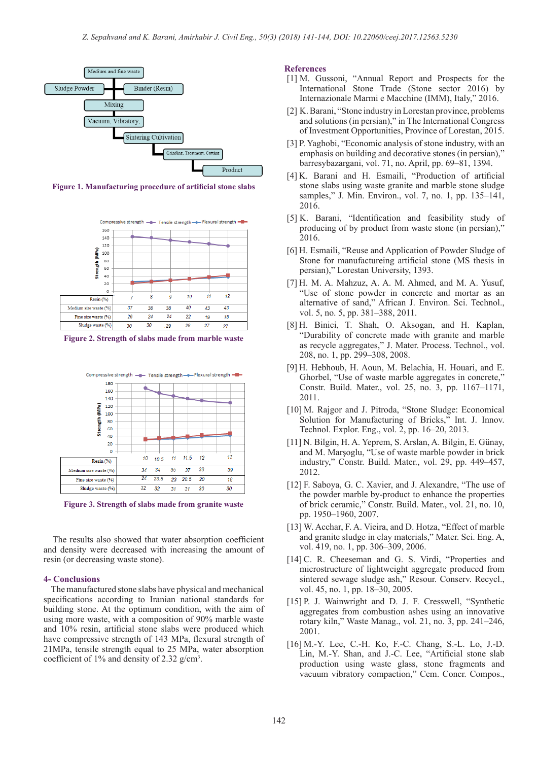Figure 1. Manufacturing procedure of artificial stone slabs

Figure 2. Strength of slabs made from marble waste

Figure 3. Strength of slabs made from granite waste

The results also showed that water absorption coefficient and density were decreased with increasing the amount of resin (or decreasing waste stone).

## 4- Conclusions

The manufactured stone slabs have physical and mechanical specifications according to Iranian national standards for building stone. At the optimum condition, with the aim of using more waste, with a composition of 90% marble waste and 10% resin, artificial stone slabs were produced which have compressive strength of 143 MPa, flexural strength of 21MPa, tensile strength equal to 25 MPa, water absorption coefficient of 1% and density of 2.32 g/cm$^3$.

## References

[1] M. Gussoni, "Annual Report and Prospects for the International Stone Trade (Stone sector 2016) by Internazionale Marmi e Macchine (IMM), Italy," 2016.

[2] K. Barani, "Stone industry in Lorestan province, problems and solutions (in persian)," in The International Congress of Investment Opportunities, Province of Lorestan, 2015.

[3] P. Yaghobi, "Economic analysis of stone industry, with an emphasis on building and decorative stones (in persian)," barresybazargani, vol. 71, no. April, pp. 69–81, 1394.

[4] K. Barani and H. Esmaili, "Production of artificial stone slabs using waste granite and marble stone sludge samples," J. Min. Environ., vol. 7, no. 1, pp. 135–141, 2016.

[5] K. Barani, "Identification and feasibility study of producing of by product from waste stone (in persian)," 2016.

[6] H. Esmaili, "Reuse and Application of Powder Sludge of Stone for manufactureing artificial stone (MS thesis in persian)," Lorestan University, 1393.

[7] H. M. A. Mahzuz, A. A. M. Ahmed, and M. A. Yusuf, "Use of stone powder in concrete and mortar as an alternative of sand," African J. Environ. Sci. Technol., vol. 5, no. 5, pp. 381–388, 2011.

[8] H. Binici, T. Shah, O. Aksogan, and H. Kaplan, "Durability of concrete made with granite and marble as recycle aggregates," J. Mater. Process. Technol., vol. 208, no. 1, pp. 299–308, 2008.

[9] H. Hebhoub, H. Aoun, M. Belachia, H. Houari, and E. Ghorbel, "Use of waste marble aggregates in concrete," Constr. Build. Mater., vol. 25, no. 3, pp. 1167–1171, 2011.

[10] M. Rajgor and J. Pitroda, "Stone Sludge: Economical Solution for Manufacturing of Bricks," Int. J. Innov. Technol. Explor. Eng., vol. 2, pp. 16–20, 2013.

[11] N. Bilgin, H. A. Yeprem, S. Arslan, A. Bilgin, E. Günay, and M. Marşoglu, "Use of waste marble powder in brick industry," Constr. Build. Mater., vol. 29, pp. 449–457, 2012.

[12] F. Saboya, G. C. Xavier, and J. Alexandre, "The use of the powder marble by-product to enhance the properties of brick ceramic," Constr. Build. Mater., vol. 21, no. 10, pp. 1950–1960, 2007.

[13] W. Acchar, F. A. Vieira, and D. Hotza, "Effect of marble and granite sludge in clay materials," Mater. Sci. Eng. A, vol. 419, no. 1, pp. 306–309, 2006.

[14] C. R. Cheeseman and G. S. Virdi, "Properties and microstructure of lightweight aggregate produced from sintered sewage sludge ash," Resour. Conserv. Recycl., vol. 45, no. 1, pp. 18–30, 2005.

[15] P. J. Wainwright and D. J. F. Cresswell, "Synthetic aggregates from combustion ashes using an innovative rotary kiln," Waste Manag., vol. 21, no. 3, pp. 241–246, 2001.

[16] M.-Y. Lee, C.-H. Ko, F.-C. Chang, S.-L. Lo, J.-D. Lin, M.-Y. Shan, and J.-C. Lee, "Artificial stone slab production using waste glass, stone fragments and vacuum vibratory compaction," Cem. Concr. Compos.,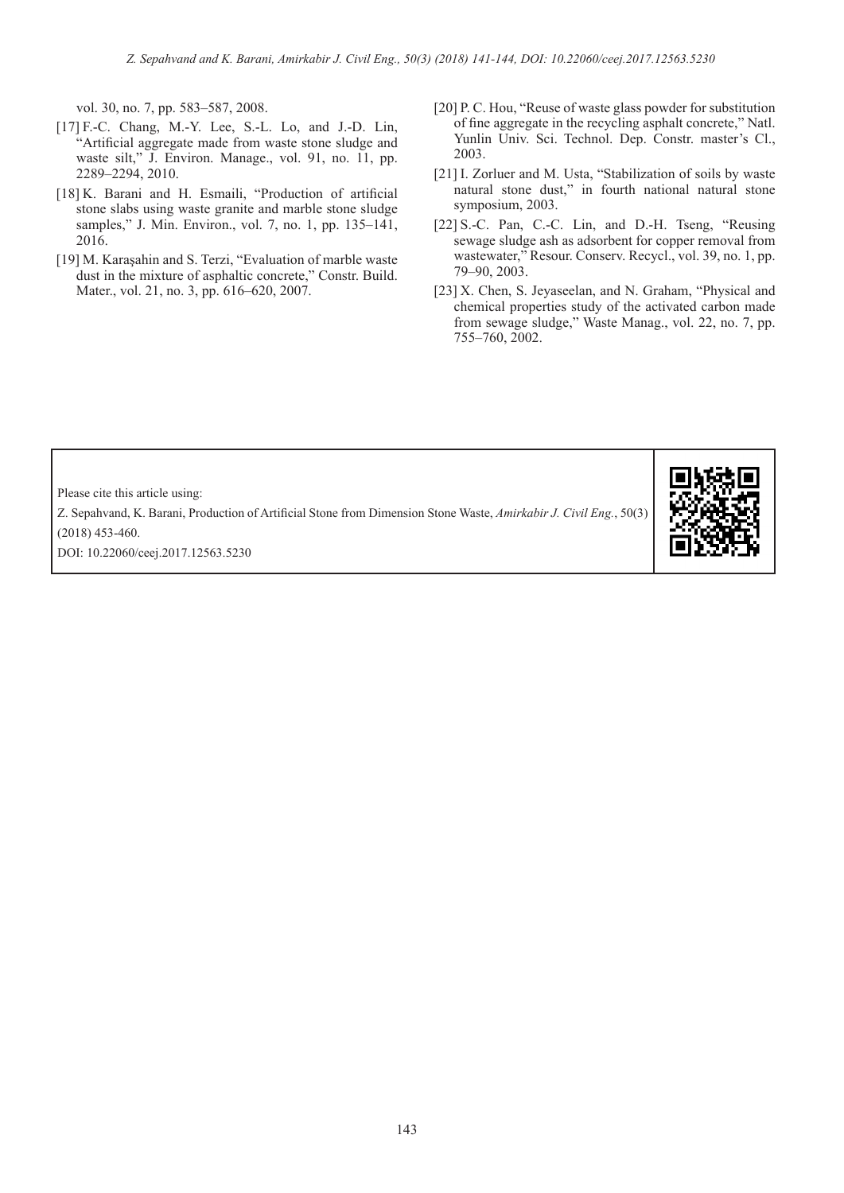vol. 30, no. 7, pp. 583–587, 2008.

[17] F.-C. Chang, M.-Y. Lee, S.-L. Lo, and J.-D. Lin, "Artificial aggregate made from waste stone sludge and waste silt," J. Environ. Manage., vol. 91, no. 11, pp. 2289–2294, 2010.

[18] K. Barani and H. Esmaili, "Production of artificial stone slabs using waste granite and marble stone sludge samples," J. Min. Environ., vol. 7, no. 1, pp. 135–141, 2016.

[19] M. Karaşahin and S. Terzi, "Evaluation of marble waste dust in the mixture of asphaltic concrete," Constr. Build. Mater., vol. 21, no. 3, pp. 616–620, 2007.

[20] P. C. Hou, "Reuse of waste glass powder for substitution of fine aggregate in the recycling asphalt concrete," Natl. Yunlin Univ. Sci. Technol. Dep. Constr. master's Cl., 2003.

[21] I. Zorluer and M. Usta, "Stabilization of soils by waste natural stone dust," in fourth national natural stone symposium, 2003.

[22] S.-C. Pan, C.-C. Lin, and D.-H. Tseng, "Reusing sewage sludge ash as adsorbent for copper removal from wastewater," Resour. Conserv. Recycl., vol. 39, no. 1, pp. 79–90, 2003.

[23] X. Chen, S. Jeyaseelan, and N. Graham, "Physical and chemical properties study of the activated carbon made from sewage sludge," Waste Manag., vol. 22, no. 7, pp. 755–760, 2002.

Please cite this article using:

Z. Sepahvand, K. Barani, Production of Artificial Stone from Dimension Stone Waste, *Amirkabir J. Civil Eng.*, 50(3) (2018) 453-460.

DOI: 10.22060/ceej.2017.12563.5230